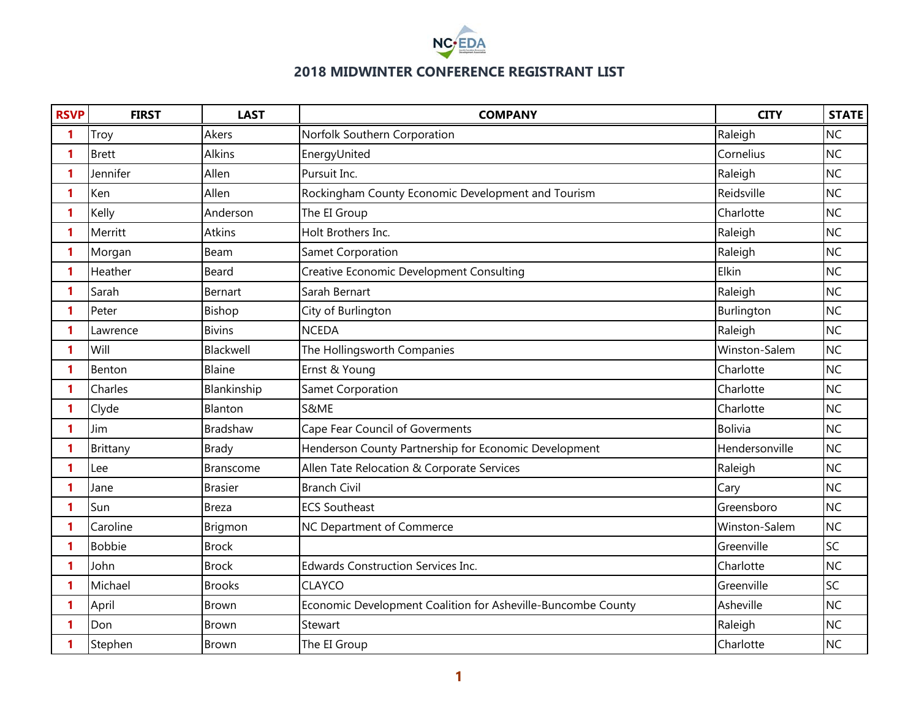# 2018 MIDWINTER CONFERENCE REGISTRANT LIST

| RSVP | FIRST | LAST | COMPANY | CITY | STATE |
|---|---|---|---|---|---|
| 1 | Troy | Akers | Norfolk Southern Corporation | Raleigh | NC |
| 1 | Brett | Alkins | EnergyUnited | Cornelius | NC |
| 1 | Jennifer | Allen | Pursuit Inc. | Raleigh | NC |
| 1 | Ken | Allen | Rockingham County Economic Development and Tourism | Reidsville | NC |
| 1 | Kelly | Anderson | The EI Group | Charlotte | NC |
| 1 | Merritt | Atkins | Holt Brothers Inc. | Raleigh | NC |
| 1 | Morgan | Beam | Samet Corporation | Raleigh | NC |
| 1 | Heather | Beard | Creative Economic Development Consulting | Elkin | NC |
| 1 | Sarah | Bernart | Sarah Bernart | Raleigh | NC |
| 1 | Peter | Bishop | City of Burlington | Burlington | NC |
| 1 | Lawrence | Bivins | NCEDA | Raleigh | NC |
| 1 | Will | Blackwell | The Hollingsworth Companies | Winston-Salem | NC |
| 1 | Benton | Blaine | Ernst & Young | Charlotte | NC |
| 1 | Charles | Blankinship | Samet Corporation | Charlotte | NC |
| 1 | Clyde | Blanton | S&ME | Charlotte | NC |
| 1 | Jim | Bradshaw | Cape Fear Council of Goverments | Bolivia | NC |
| 1 | Brittany | Brady | Henderson County Partnership for Economic Development | Hendersonville | NC |
| 1 | Lee | Branscome | Allen Tate Relocation & Corporate Services | Raleigh | NC |
| 1 | Jane | Brasier | Branch Civil | Cary | NC |
| 1 | Sun | Breza | ECS Southeast | Greensboro | NC |
| 1 | Caroline | Brigmon | NC Department of Commerce | Winston-Salem | NC |
| 1 | Bobbie | Brock | | Greenville | SC |
| 1 | John | Brock | Edwards Construction Services Inc. | Charlotte | NC |
| 1 | Michael | Brooks | CLAYCO | Greenville | SC |
| 1 | April | Brown | Economic Development Coalition for Asheville-Buncombe County | Asheville | NC |
| 1 | Don | Brown | Stewart | Raleigh | NC |
| 1 | Stephen | Brown | The EI Group | Charlotte | NC |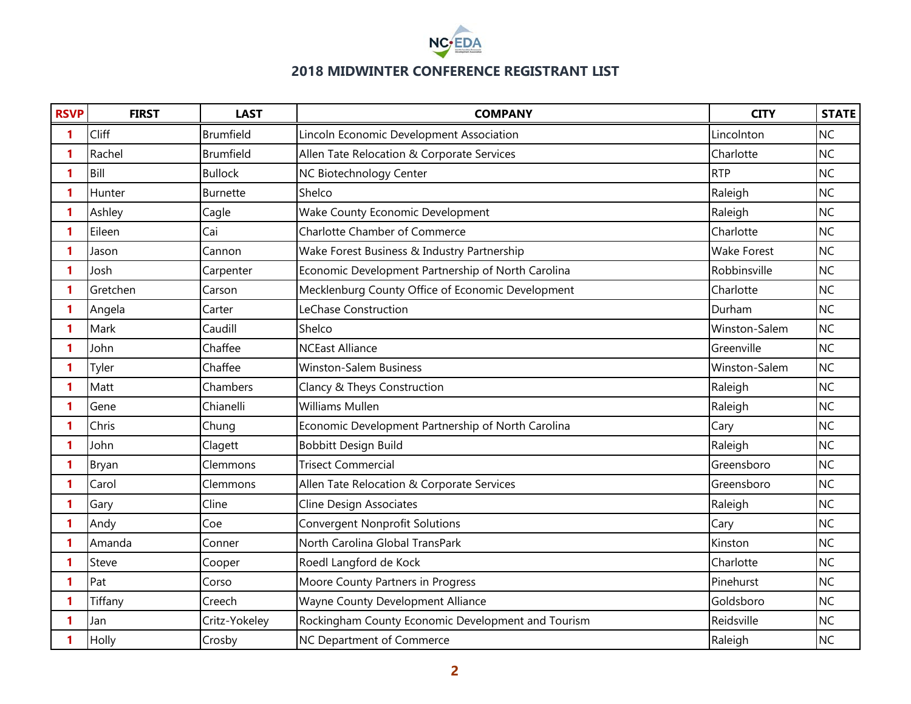## 2018 MIDWINTER CONFERENCE REGISTRANT LIST

| RSVP | FIRST | LAST | COMPANY | CITY | STATE |
|---|---|---|---|---|---|
| 1 | Cliff | Brumfield | Lincoln Economic Development Association | Lincolnton | NC |
| 1 | Rachel | Brumfield | Allen Tate Relocation & Corporate Services | Charlotte | NC |
| 1 | Bill | Bullock | NC Biotechnology Center | RTP | NC |
| 1 | Hunter | Burnette | Shelco | Raleigh | NC |
| 1 | Ashley | Cagle | Wake County Economic Development | Raleigh | NC |
| 1 | Eileen | Cai | Charlotte Chamber of Commerce | Charlotte | NC |
| 1 | Jason | Cannon | Wake Forest Business & Industry Partnership | Wake Forest | NC |
| 1 | Josh | Carpenter | Economic Development Partnership of North Carolina | Robbinsville | NC |
| 1 | Gretchen | Carson | Mecklenburg County Office of Economic Development | Charlotte | NC |
| 1 | Angela | Carter | LeChase Construction | Durham | NC |
| 1 | Mark | Caudill | Shelco | Winston-Salem | NC |
| 1 | John | Chaffee | NCEast Alliance | Greenville | NC |
| 1 | Tyler | Chaffee | Winston-Salem Business | Winston-Salem | NC |
| 1 | Matt | Chambers | Clancy & Theys Construction | Raleigh | NC |
| 1 | Gene | Chianelli | Williams Mullen | Raleigh | NC |
| 1 | Chris | Chung | Economic Development Partnership of North Carolina | Cary | NC |
| 1 | John | Clagett | Bobbitt Design Build | Raleigh | NC |
| 1 | Bryan | Clemmons | Trisect Commercial | Greensboro | NC |
| 1 | Carol | Clemmons | Allen Tate Relocation & Corporate Services | Greensboro | NC |
| 1 | Gary | Cline | Cline Design Associates | Raleigh | NC |
| 1 | Andy | Coe | Convergent Nonprofit Solutions | Cary | NC |
| 1 | Amanda | Conner | North Carolina Global TransPark | Kinston | NC |
| 1 | Steve | Cooper | Roedl Langford de Kock | Charlotte | NC |
| 1 | Pat | Corso | Moore County Partners in Progress | Pinehurst | NC |
| 1 | Tiffany | Creech | Wayne County Development Alliance | Goldsboro | NC |
| 1 | Jan | Critz-Yokeley | Rockingham County Economic Development and Tourism | Reidsville | NC |
| 1 | Holly | Crosby | NC Department of Commerce | Raleigh | NC |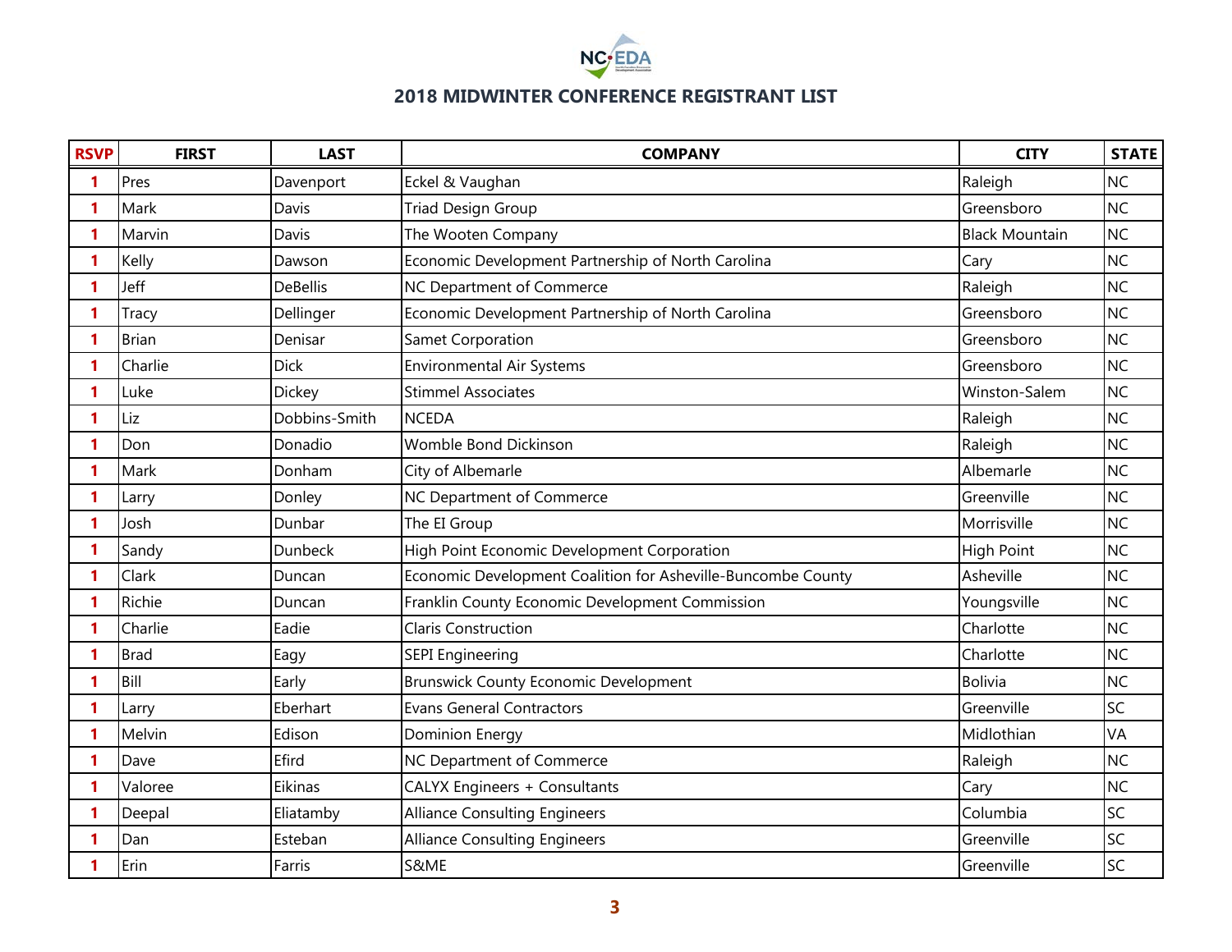## 2018 MIDWINTER CONFERENCE REGISTRANT LIST

| RSVP | FIRST | LAST | COMPANY | CITY | STATE |
|---|---|---|---|---|---|
| 1 | Pres | Davenport | Eckel & Vaughan | Raleigh | NC |
| 1 | Mark | Davis | Triad Design Group | Greensboro | NC |
| 1 | Marvin | Davis | The Wooten Company | Black Mountain | NC |
| 1 | Kelly | Dawson | Economic Development Partnership of North Carolina | Cary | NC |
| 1 | Jeff | DeBellis | NC Department of Commerce | Raleigh | NC |
| 1 | Tracy | Dellinger | Economic Development Partnership of North Carolina | Greensboro | NC |
| 1 | Brian | Denisar | Samet Corporation | Greensboro | NC |
| 1 | Charlie | Dick | Environmental Air Systems | Greensboro | NC |
| 1 | Luke | Dickey | Stimmel Associates | Winston-Salem | NC |
| 1 | Liz | Dobbins-Smith | NCEDA | Raleigh | NC |
| 1 | Don | Donadio | Womble Bond Dickinson | Raleigh | NC |
| 1 | Mark | Donham | City of Albemarle | Albemarle | NC |
| 1 | Larry | Donley | NC Department of Commerce | Greenville | NC |
| 1 | Josh | Dunbar | The EI Group | Morrisville | NC |
| 1 | Sandy | Dunbeck | High Point Economic Development Corporation | High Point | NC |
| 1 | Clark | Duncan | Economic Development Coalition for Asheville-Buncombe County | Asheville | NC |
| 1 | Richie | Duncan | Franklin County Economic Development Commission | Youngsville | NC |
| 1 | Charlie | Eadie | Claris Construction | Charlotte | NC |
| 1 | Brad | Eagy | SEPI Engineering | Charlotte | NC |
| 1 | Bill | Early | Brunswick County Economic Development | Bolivia | NC |
| 1 | Larry | Eberhart | Evans General Contractors | Greenville | SC |
| 1 | Melvin | Edison | Dominion Energy | Midlothian | VA |
| 1 | Dave | Efird | NC Department of Commerce | Raleigh | NC |
| 1 | Valoree | Eikinas | CALYX Engineers + Consultants | Cary | NC |
| 1 | Deepal | Eliatamby | Alliance Consulting Engineers | Columbia | SC |
| 1 | Dan | Esteban | Alliance Consulting Engineers | Greenville | SC |
| 1 | Erin | Farris | S&ME | Greenville | SC |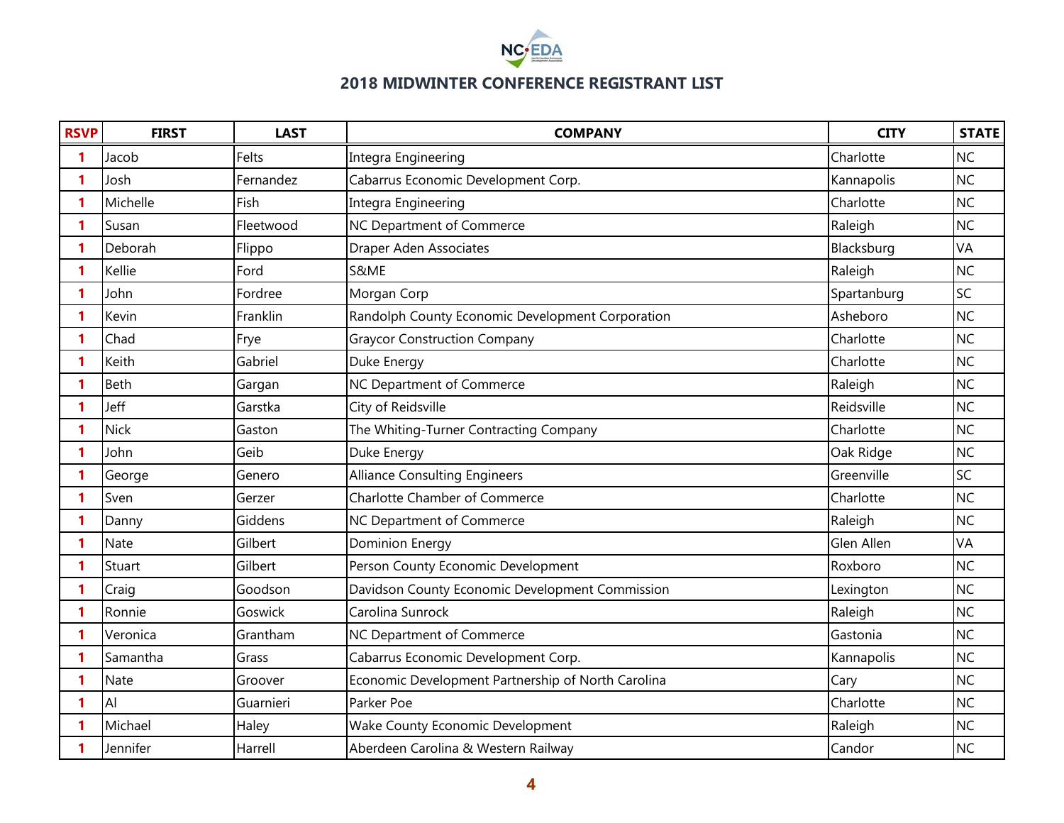## 2018 MIDWINTER CONFERENCE REGISTRANT LIST

| RSVP | FIRST | LAST | COMPANY | CITY | STATE |
|---|---|---|---|---|---|
| 1 | Jacob | Felts | Integra Engineering | Charlotte | NC |
| 1 | Josh | Fernandez | Cabarrus Economic Development Corp. | Kannapolis | NC |
| 1 | Michelle | Fish | Integra Engineering | Charlotte | NC |
| 1 | Susan | Fleetwood | NC Department of Commerce | Raleigh | NC |
| 1 | Deborah | Flippo | Draper Aden Associates | Blacksburg | VA |
| 1 | Kellie | Ford | S&ME | Raleigh | NC |
| 1 | John | Fordree | Morgan Corp | Spartanburg | SC |
| 1 | Kevin | Franklin | Randolph County Economic Development Corporation | Asheboro | NC |
| 1 | Chad | Frye | Graycor Construction Company | Charlotte | NC |
| 1 | Keith | Gabriel | Duke Energy | Charlotte | NC |
| 1 | Beth | Gargan | NC Department of Commerce | Raleigh | NC |
| 1 | Jeff | Garstka | City of Reidsville | Reidsville | NC |
| 1 | Nick | Gaston | The Whiting-Turner Contracting Company | Charlotte | NC |
| 1 | John | Geib | Duke Energy | Oak Ridge | NC |
| 1 | George | Genero | Alliance Consulting Engineers | Greenville | SC |
| 1 | Sven | Gerzer | Charlotte Chamber of Commerce | Charlotte | NC |
| 1 | Danny | Giddens | NC Department of Commerce | Raleigh | NC |
| 1 | Nate | Gilbert | Dominion Energy | Glen Allen | VA |
| 1 | Stuart | Gilbert | Person County Economic Development | Roxboro | NC |
| 1 | Craig | Goodson | Davidson County Economic Development Commission | Lexington | NC |
| 1 | Ronnie | Goswick | Carolina Sunrock | Raleigh | NC |
| 1 | Veronica | Grantham | NC Department of Commerce | Gastonia | NC |
| 1 | Samantha | Grass | Cabarrus Economic Development Corp. | Kannapolis | NC |
| 1 | Nate | Groover | Economic Development Partnership of North Carolina | Cary | NC |
| 1 | Al | Guarnieri | Parker Poe | Charlotte | NC |
| 1 | Michael | Haley | Wake County Economic Development | Raleigh | NC |
| 1 | Jennifer | Harrell | Aberdeen Carolina & Western Railway | Candor | NC |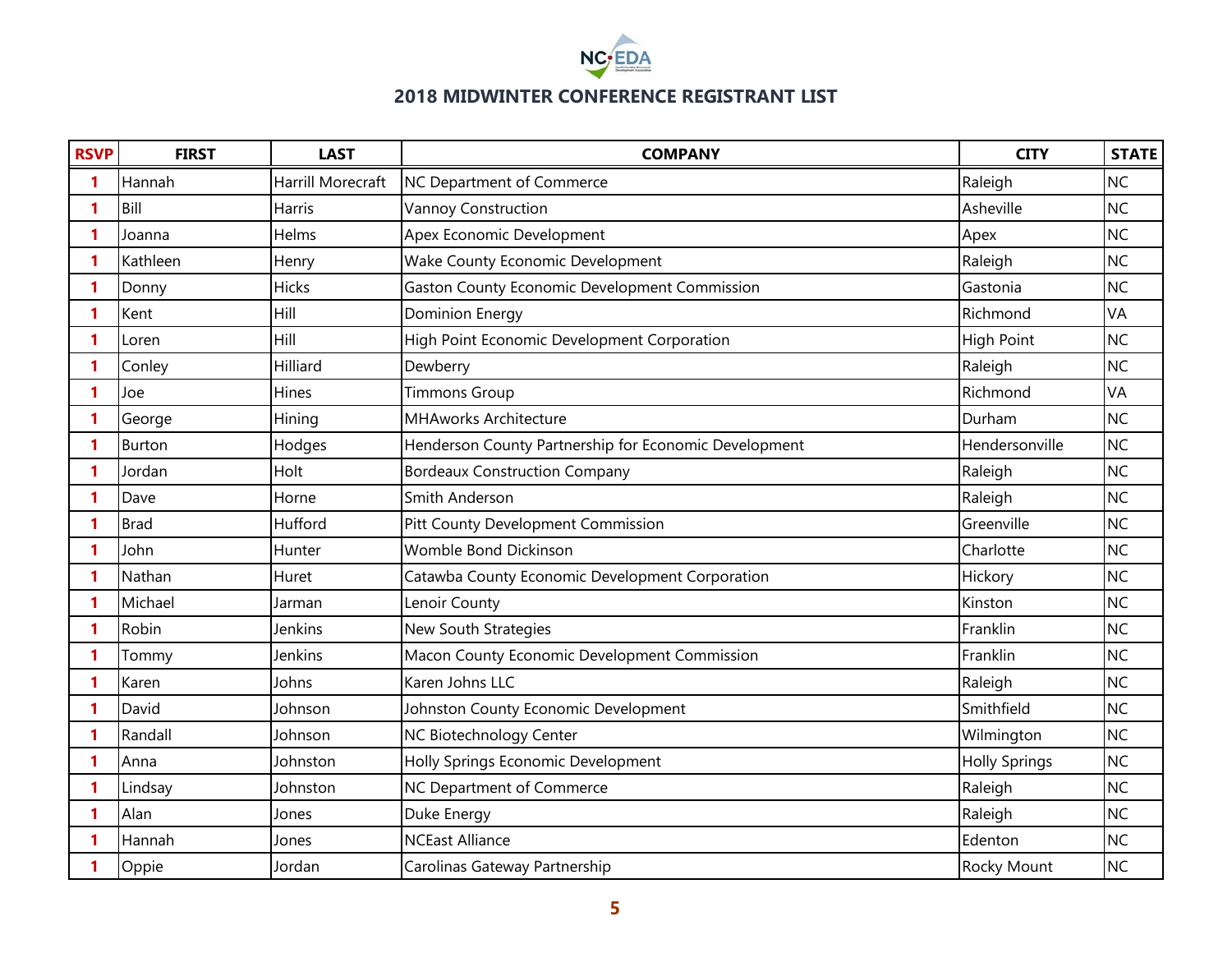## 2018 MIDWINTER CONFERENCE REGISTRANT LIST

| RSVP | FIRST | LAST | COMPANY | CITY | STATE |
|---|---|---|---|---|---|
| 1 | Hannah | Harrill Morecraft | NC Department of Commerce | Raleigh | NC |
| 1 | Bill | Harris | Vannoy Construction | Asheville | NC |
| 1 | Joanna | Helms | Apex Economic Development | Apex | NC |
| 1 | Kathleen | Henry | Wake County Economic Development | Raleigh | NC |
| 1 | Donny | Hicks | Gaston County Economic Development Commission | Gastonia | NC |
| 1 | Kent | Hill | Dominion Energy | Richmond | VA |
| 1 | Loren | Hill | High Point Economic Development Corporation | High Point | NC |
| 1 | Conley | Hilliard | Dewberry | Raleigh | NC |
| 1 | Joe | Hines | Timmons Group | Richmond | VA |
| 1 | George | Hining | MHAworks Architecture | Durham | NC |
| 1 | Burton | Hodges | Henderson County Partnership for Economic Development | Hendersonville | NC |
| 1 | Jordan | Holt | Bordeaux Construction Company | Raleigh | NC |
| 1 | Dave | Horne | Smith Anderson | Raleigh | NC |
| 1 | Brad | Hufford | Pitt County Development Commission | Greenville | NC |
| 1 | John | Hunter | Womble Bond Dickinson | Charlotte | NC |
| 1 | Nathan | Huret | Catawba County Economic Development Corporation | Hickory | NC |
| 1 | Michael | Jarman | Lenoir County | Kinston | NC |
| 1 | Robin | Jenkins | New South Strategies | Franklin | NC |
| 1 | Tommy | Jenkins | Macon County Economic Development Commission | Franklin | NC |
| 1 | Karen | Johns | Karen Johns LLC | Raleigh | NC |
| 1 | David | Johnson | Johnston County Economic Development | Smithfield | NC |
| 1 | Randall | Johnson | NC Biotechnology Center | Wilmington | NC |
| 1 | Anna | Johnston | Holly Springs Economic Development | Holly Springs | NC |
| 1 | Lindsay | Johnston | NC Department of Commerce | Raleigh | NC |
| 1 | Alan | Jones | Duke Energy | Raleigh | NC |
| 1 | Hannah | Jones | NCEast Alliance | Edenton | NC |
| 1 | Oppie | Jordan | Carolinas Gateway Partnership | Rocky Mount | NC |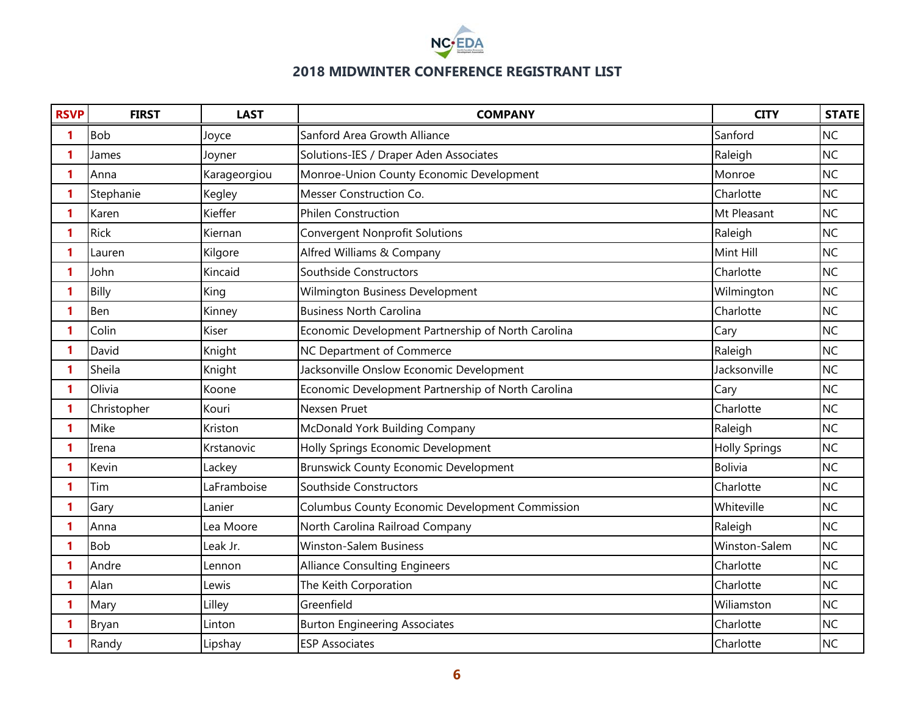## 2018 MIDWINTER CONFERENCE REGISTRANT LIST

| RSVP | FIRST | LAST | COMPANY | CITY | STATE |
|---|---|---|---|---|---|
| 1 | Bob | Joyce | Sanford Area Growth Alliance | Sanford | NC |
| 1 | James | Joyner | Solutions-IES / Draper Aden Associates | Raleigh | NC |
| 1 | Anna | Karageorgiou | Monroe-Union County Economic Development | Monroe | NC |
| 1 | Stephanie | Kegley | Messer Construction Co. | Charlotte | NC |
| 1 | Karen | Kieffer | Philen Construction | Mt Pleasant | NC |
| 1 | Rick | Kiernan | Convergent Nonprofit Solutions | Raleigh | NC |
| 1 | Lauren | Kilgore | Alfred Williams & Company | Mint Hill | NC |
| 1 | John | Kincaid | Southside Constructors | Charlotte | NC |
| 1 | Billy | King | Wilmington Business Development | Wilmington | NC |
| 1 | Ben | Kinney | Business North Carolina | Charlotte | NC |
| 1 | Colin | Kiser | Economic Development Partnership of North Carolina | Cary | NC |
| 1 | David | Knight | NC Department of Commerce | Raleigh | NC |
| 1 | Sheila | Knight | Jacksonville Onslow Economic Development | Jacksonville | NC |
| 1 | Olivia | Koone | Economic Development Partnership of North Carolina | Cary | NC |
| 1 | Christopher | Kouri | Nexsen Pruet | Charlotte | NC |
| 1 | Mike | Kriston | McDonald York Building Company | Raleigh | NC |
| 1 | Irena | Krstanovic | Holly Springs Economic Development | Holly Springs | NC |
| 1 | Kevin | Lackey | Brunswick County Economic Development | Bolivia | NC |
| 1 | Tim | LaFramboise | Southside Constructors | Charlotte | NC |
| 1 | Gary | Lanier | Columbus County Economic Development Commission | Whiteville | NC |
| 1 | Anna | Lea Moore | North Carolina Railroad Company | Raleigh | NC |
| 1 | Bob | Leak Jr. | Winston-Salem Business | Winston-Salem | NC |
| 1 | Andre | Lennon | Alliance Consulting Engineers | Charlotte | NC |
| 1 | Alan | Lewis | The Keith Corporation | Charlotte | NC |
| 1 | Mary | Lilley | Greenfield | Wiliamston | NC |
| 1 | Bryan | Linton | Burton Engineering Associates | Charlotte | NC |
| 1 | Randy | Lipshay | ESP Associates | Charlotte | NC |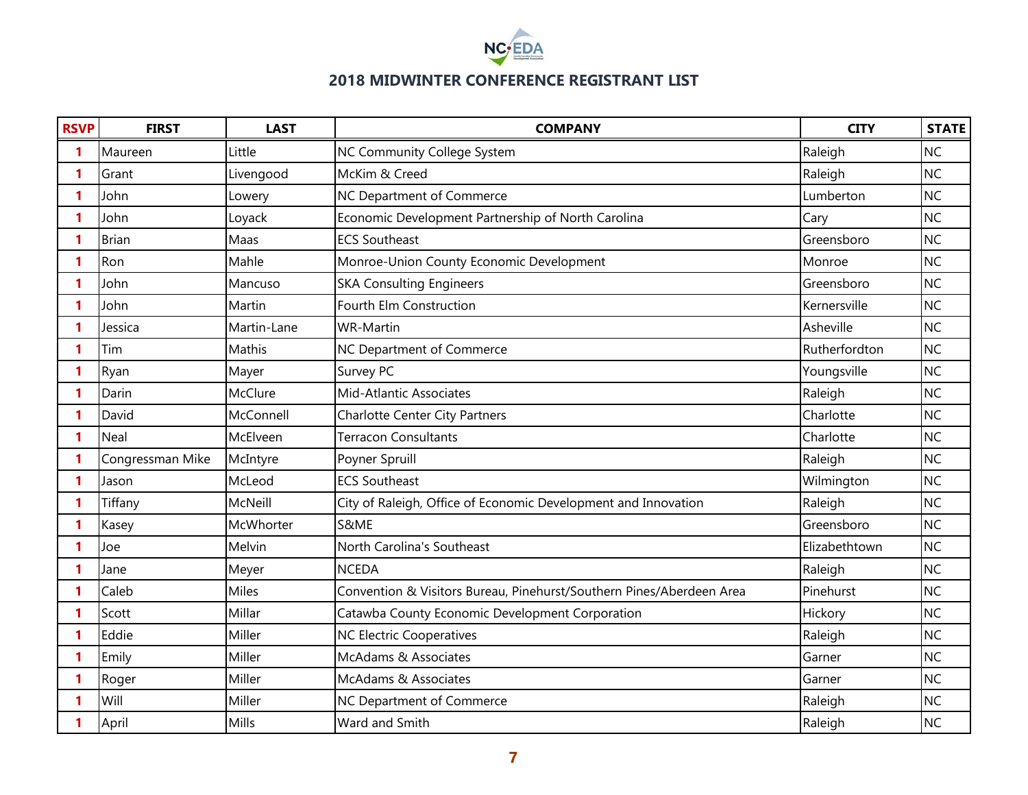NC EDA

## 2018 MIDWINTER CONFERENCE REGISTRANT LIST

| RSVP | FIRST | LAST | COMPANY | CITY | STATE |
|---|---|---|---|---|---|
| 1 | Maureen | Little | NC Community College System | Raleigh | NC |
| 1 | Grant | Livengood | McKim & Creed | Raleigh | NC |
| 1 | John | Lowery | NC Department of Commerce | Lumberton | NC |
| 1 | John | Loyack | Economic Development Partnership of North Carolina | Cary | NC |
| 1 | Brian | Maas | ECS Southeast | Greensboro | NC |
| 1 | Ron | Mahle | Monroe-Union County Economic Development | Monroe | NC |
| 1 | John | Mancuso | SKA Consulting Engineers | Greensboro | NC |
| 1 | John | Martin | Fourth Elm Construction | Kernersville | NC |
| 1 | Jessica | Martin-Lane | WR-Martin | Asheville | NC |
| 1 | Tim | Mathis | NC Department of Commerce | Rutherfordton | NC |
| 1 | Ryan | Mayer | Survey PC | Youngsville | NC |
| 1 | Darin | McClure | Mid-Atlantic Associates | Raleigh | NC |
| 1 | David | McConnell | Charlotte Center City Partners | Charlotte | NC |
| 1 | Neal | McElveen | Terracon Consultants | Charlotte | NC |
| 1 | Congressman Mike | McIntyre | Poyner Spruill | Raleigh | NC |
| 1 | Jason | McLeod | ECS Southeast | Wilmington | NC |
| 1 | Tiffany | McNeill | City of Raleigh, Office of Economic Development and Innovation | Raleigh | NC |
| 1 | Kasey | McWhorter | S&ME | Greensboro | NC |
| 1 | Joe | Melvin | North Carolina's Southeast | Elizabethtown | NC |
| 1 | Jane | Meyer | NCEDA | Raleigh | NC |
| 1 | Caleb | Miles | Convention & Visitors Bureau, Pinehurst/Southern Pines/Aberdeen Area | Pinehurst | NC |
| 1 | Scott | Millar | Catawba County Economic Development Corporation | Hickory | NC |
| 1 | Eddie | Miller | NC Electric Cooperatives | Raleigh | NC |
| 1 | Emily | Miller | McAdams & Associates | Garner | NC |
| 1 | Roger | Miller | McAdams & Associates | Garner | NC |
| 1 | Will | Miller | NC Department of Commerce | Raleigh | NC |
| 1 | April | Mills | Ward and Smith | Raleigh | NC |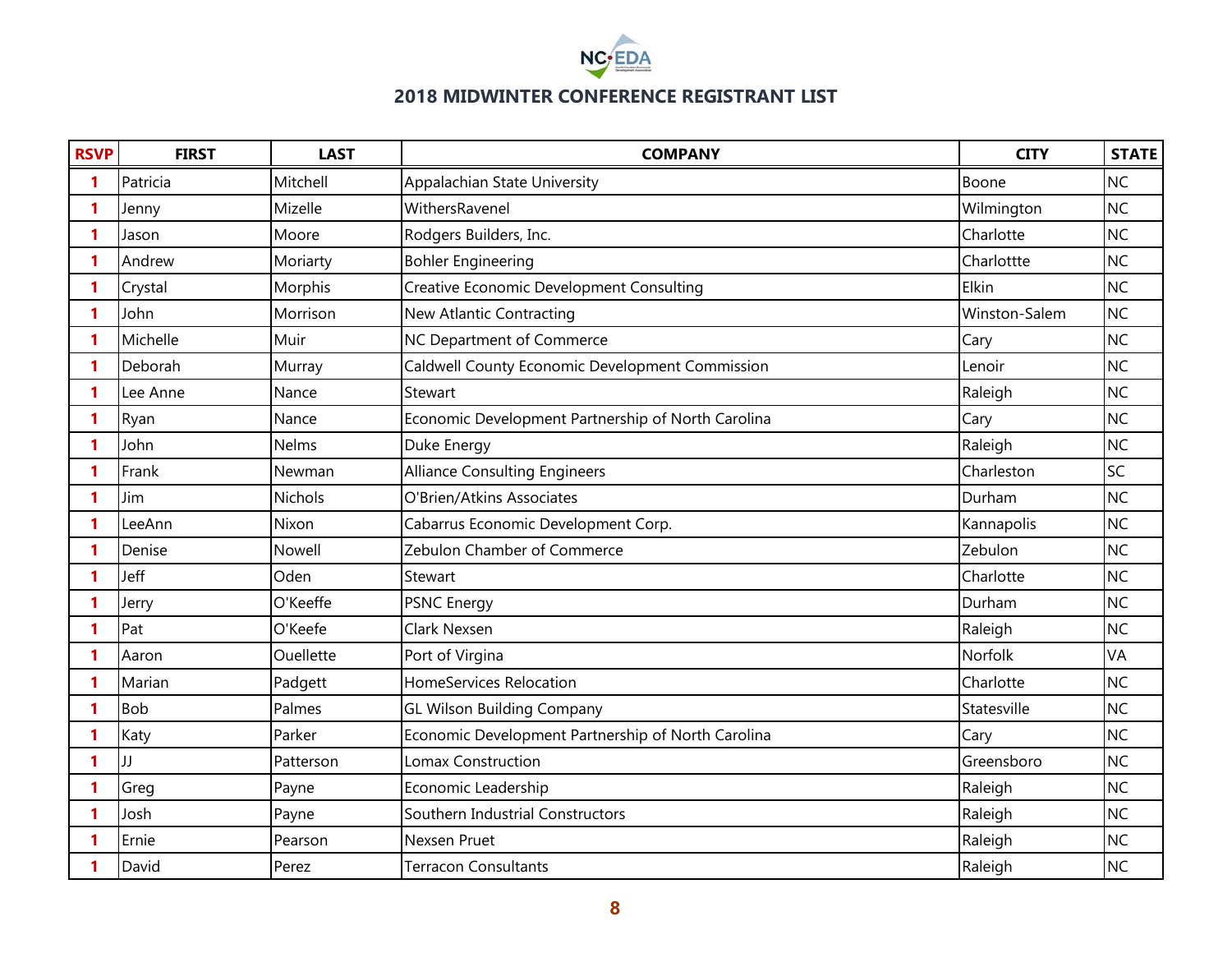## 2018 MIDWINTER CONFERENCE REGISTRANT LIST

| RSVP | FIRST | LAST | COMPANY | CITY | STATE |
|---|---|---|---|---|---|
| 1 | Patricia | Mitchell | Appalachian State University | Boone | NC |
| 1 | Jenny | Mizelle | WithersRavenel | Wilmington | NC |
| 1 | Jason | Moore | Rodgers Builders, Inc. | Charlotte | NC |
| 1 | Andrew | Moriarty | Bohler Engineering | Charlottte | NC |
| 1 | Crystal | Morphis | Creative Economic Development Consulting | Elkin | NC |
| 1 | John | Morrison | New Atlantic Contracting | Winston-Salem | NC |
| 1 | Michelle | Muir | NC Department of Commerce | Cary | NC |
| 1 | Deborah | Murray | Caldwell County Economic Development Commission | Lenoir | NC |
| 1 | Lee Anne | Nance | Stewart | Raleigh | NC |
| 1 | Ryan | Nance | Economic Development Partnership of North Carolina | Cary | NC |
| 1 | John | Nelms | Duke Energy | Raleigh | NC |
| 1 | Frank | Newman | Alliance Consulting Engineers | Charleston | SC |
| 1 | Jim | Nichols | O'Brien/Atkins Associates | Durham | NC |
| 1 | LeeAnn | Nixon | Cabarrus Economic Development Corp. | Kannapolis | NC |
| 1 | Denise | Nowell | Zebulon Chamber of Commerce | Zebulon | NC |
| 1 | Jeff | Oden | Stewart | Charlotte | NC |
| 1 | Jerry | O'Keeffe | PSNC Energy | Durham | NC |
| 1 | Pat | O'Keefe | Clark Nexsen | Raleigh | NC |
| 1 | Aaron | Ouellette | Port of Virgina | Norfolk | VA |
| 1 | Marian | Padgett | HomeServices Relocation | Charlotte | NC |
| 1 | Bob | Palmes | GL Wilson Building Company | Statesville | NC |
| 1 | Katy | Parker | Economic Development Partnership of North Carolina | Cary | NC |
| 1 | JJ | Patterson | Lomax Construction | Greensboro | NC |
| 1 | Greg | Payne | Economic Leadership | Raleigh | NC |
| 1 | Josh | Payne | Southern Industrial Constructors | Raleigh | NC |
| 1 | Ernie | Pearson | Nexsen Pruet | Raleigh | NC |
| 1 | David | Perez | Terracon Consultants | Raleigh | NC |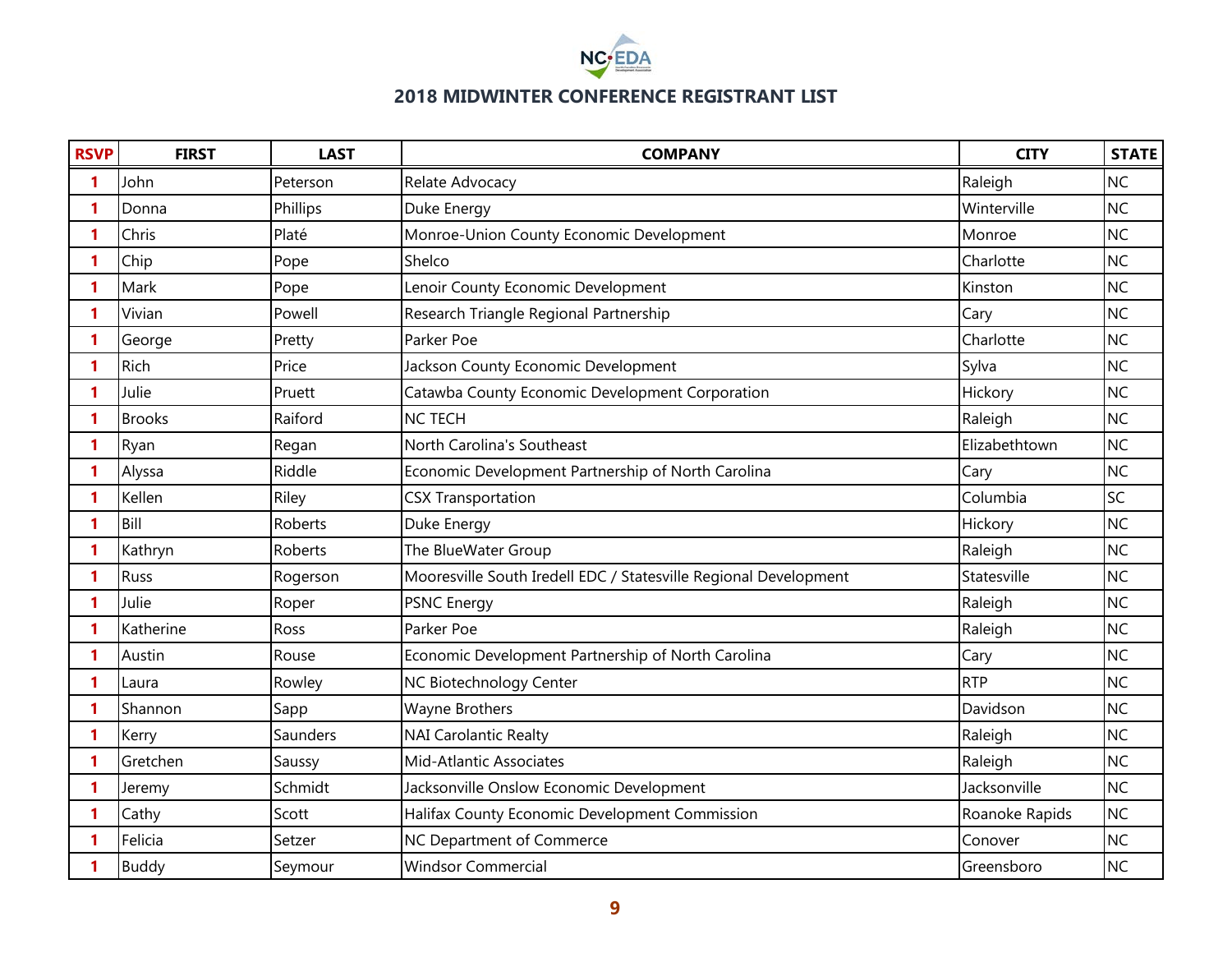## 2018 MIDWINTER CONFERENCE REGISTRANT LIST

| RSVP | FIRST | LAST | COMPANY | CITY | STATE |
|---|---|---|---|---|---|
| 1 | John | Peterson | Relate Advocacy | Raleigh | NC |
| 1 | Donna | Phillips | Duke Energy | Winterville | NC |
| 1 | Chris | Platé | Monroe-Union County Economic Development | Monroe | NC |
| 1 | Chip | Pope | Shelco | Charlotte | NC |
| 1 | Mark | Pope | Lenoir County Economic Development | Kinston | NC |
| 1 | Vivian | Powell | Research Triangle Regional Partnership | Cary | NC |
| 1 | George | Pretty | Parker Poe | Charlotte | NC |
| 1 | Rich | Price | Jackson County Economic Development | Sylva | NC |
| 1 | Julie | Pruett | Catawba County Economic Development Corporation | Hickory | NC |
| 1 | Brooks | Raiford | NC TECH | Raleigh | NC |
| 1 | Ryan | Regan | North Carolina's Southeast | Elizabethtown | NC |
| 1 | Alyssa | Riddle | Economic Development Partnership of North Carolina | Cary | NC |
| 1 | Kellen | Riley | CSX Transportation | Columbia | SC |
| 1 | Bill | Roberts | Duke Energy | Hickory | NC |
| 1 | Kathryn | Roberts | The BlueWater Group | Raleigh | NC |
| 1 | Russ | Rogerson | Mooresville South Iredell EDC / Statesville Regional Development | Statesville | NC |
| 1 | Julie | Roper | PSNC Energy | Raleigh | NC |
| 1 | Katherine | Ross | Parker Poe | Raleigh | NC |
| 1 | Austin | Rouse | Economic Development Partnership of North Carolina | Cary | NC |
| 1 | Laura | Rowley | NC Biotechnology Center | RTP | NC |
| 1 | Shannon | Sapp | Wayne Brothers | Davidson | NC |
| 1 | Kerry | Saunders | NAI Carolantic Realty | Raleigh | NC |
| 1 | Gretchen | Saussy | Mid-Atlantic Associates | Raleigh | NC |
| 1 | Jeremy | Schmidt | Jacksonville Onslow Economic Development | Jacksonville | NC |
| 1 | Cathy | Scott | Halifax County Economic Development Commission | Roanoke Rapids | NC |
| 1 | Felicia | Setzer | NC Department of Commerce | Conover | NC |
| 1 | Buddy | Seymour | Windsor Commercial | Greensboro | NC |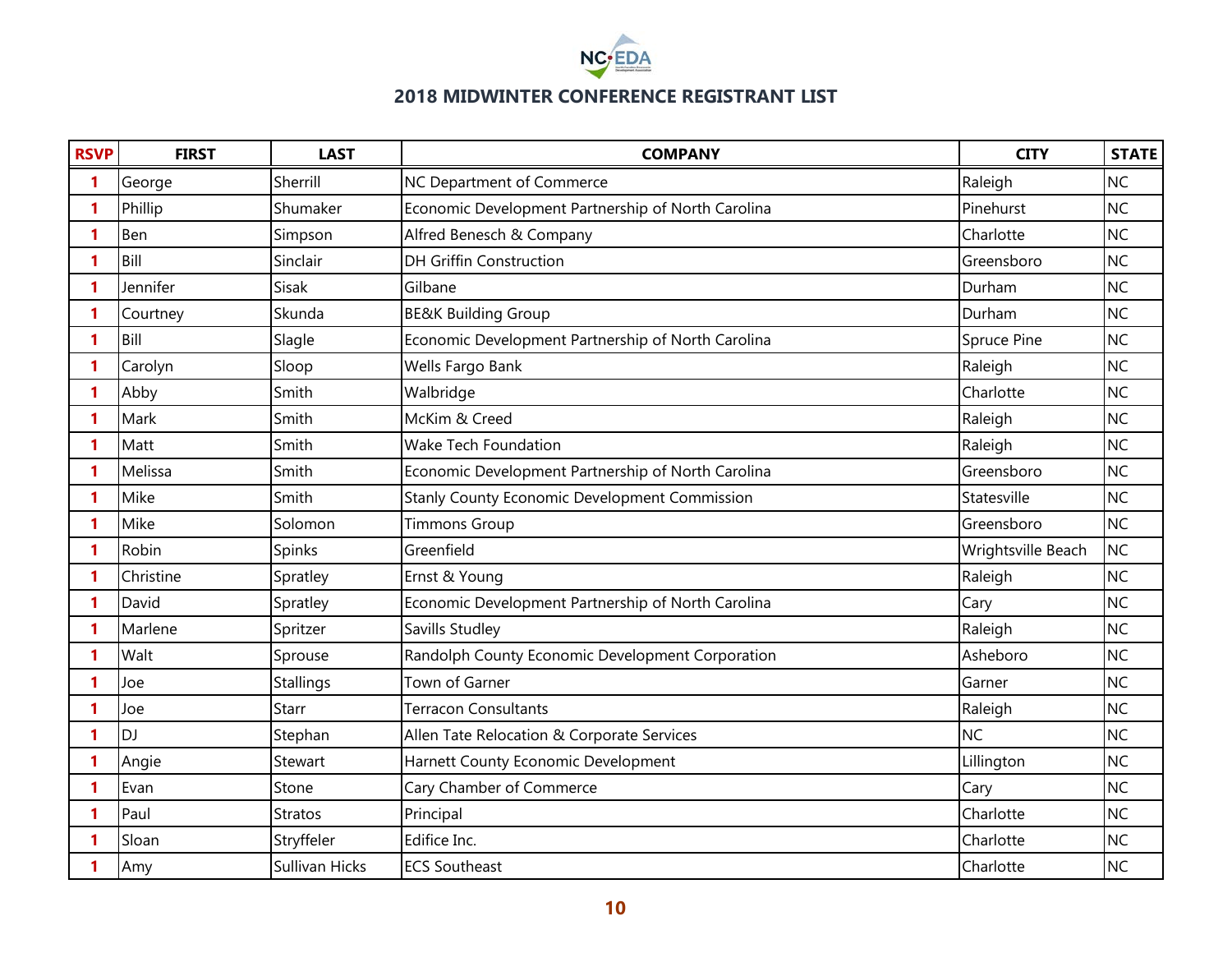## 2018 MIDWINTER CONFERENCE REGISTRANT LIST

| RSVP | FIRST | LAST | COMPANY | CITY | STATE |
|---|---|---|---|---|---|
| 1 | George | Sherrill | NC Department of Commerce | Raleigh | NC |
| 1 | Phillip | Shumaker | Economic Development Partnership of North Carolina | Pinehurst | NC |
| 1 | Ben | Simpson | Alfred Benesch & Company | Charlotte | NC |
| 1 | Bill | Sinclair | DH Griffin Construction | Greensboro | NC |
| 1 | Jennifer | Sisak | Gilbane | Durham | NC |
| 1 | Courtney | Skunda | BE&K Building Group | Durham | NC |
| 1 | Bill | Slagle | Economic Development Partnership of North Carolina | Spruce Pine | NC |
| 1 | Carolyn | Sloop | Wells Fargo Bank | Raleigh | NC |
| 1 | Abby | Smith | Walbridge | Charlotte | NC |
| 1 | Mark | Smith | McKim & Creed | Raleigh | NC |
| 1 | Matt | Smith | Wake Tech Foundation | Raleigh | NC |
| 1 | Melissa | Smith | Economic Development Partnership of North Carolina | Greensboro | NC |
| 1 | Mike | Smith | Stanly County Economic Development Commission | Statesville | NC |
| 1 | Mike | Solomon | Timmons Group | Greensboro | NC |
| 1 | Robin | Spinks | Greenfield | Wrightsville Beach | NC |
| 1 | Christine | Spratley | Ernst & Young | Raleigh | NC |
| 1 | David | Spratley | Economic Development Partnership of North Carolina | Cary | NC |
| 1 | Marlene | Spritzer | Savills Studley | Raleigh | NC |
| 1 | Walt | Sprouse | Randolph County Economic Development Corporation | Asheboro | NC |
| 1 | Joe | Stallings | Town of Garner | Garner | NC |
| 1 | Joe | Starr | Terracon Consultants | Raleigh | NC |
| 1 | DJ | Stephan | Allen Tate Relocation & Corporate Services | NC | NC |
| 1 | Angie | Stewart | Harnett County Economic Development | Lillington | NC |
| 1 | Evan | Stone | Cary Chamber of Commerce | Cary | NC |
| 1 | Paul | Stratos | Principal | Charlotte | NC |
| 1 | Sloan | Stryffeler | Edifice Inc. | Charlotte | NC |
| 1 | Amy | Sullivan Hicks | ECS Southeast | Charlotte | NC |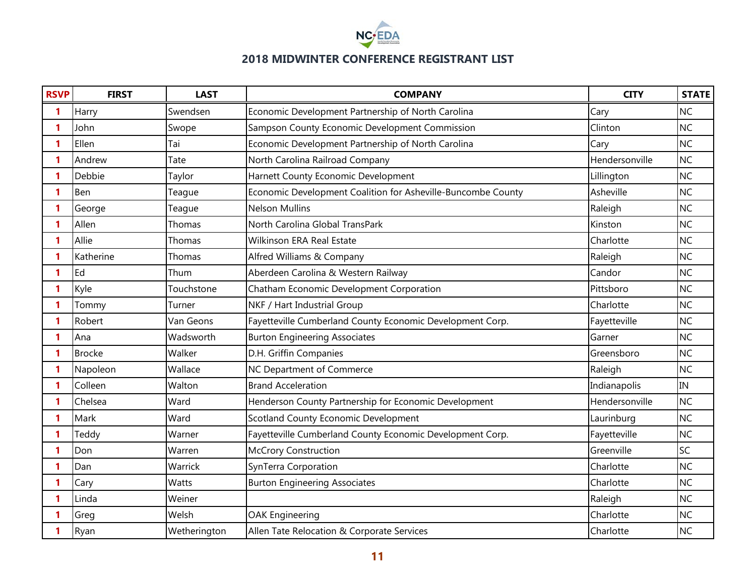## 2018 MIDWINTER CONFERENCE REGISTRANT LIST

| RSVP | FIRST | LAST | COMPANY | CITY | STATE |
|---|---|---|---|---|---|
| 1 | Harry | Swendsen | Economic Development Partnership of North Carolina | Cary | NC |
| 1 | John | Swope | Sampson County Economic Development Commission | Clinton | NC |
| 1 | Ellen | Tai | Economic Development Partnership of North Carolina | Cary | NC |
| 1 | Andrew | Tate | North Carolina Railroad Company | Hendersonville | NC |
| 1 | Debbie | Taylor | Harnett County Economic Development | Lillington | NC |
| 1 | Ben | Teague | Economic Development Coalition for Asheville-Buncombe County | Asheville | NC |
| 1 | George | Teague | Nelson Mullins | Raleigh | NC |
| 1 | Allen | Thomas | North Carolina Global TransPark | Kinston | NC |
| 1 | Allie | Thomas | Wilkinson ERA Real Estate | Charlotte | NC |
| 1 | Katherine | Thomas | Alfred Williams & Company | Raleigh | NC |
| 1 | Ed | Thum | Aberdeen Carolina & Western Railway | Candor | NC |
| 1 | Kyle | Touchstone | Chatham Economic Development Corporation | Pittsboro | NC |
| 1 | Tommy | Turner | NKF / Hart Industrial Group | Charlotte | NC |
| 1 | Robert | Van Geons | Fayetteville Cumberland County Economic Development Corp. | Fayetteville | NC |
| 1 | Ana | Wadsworth | Burton Engineering Associates | Garner | NC |
| 1 | Brocke | Walker | D.H. Griffin Companies | Greensboro | NC |
| 1 | Napoleon | Wallace | NC Department of Commerce | Raleigh | NC |
| 1 | Colleen | Walton | Brand Acceleration | Indianapolis | IN |
| 1 | Chelsea | Ward | Henderson County Partnership for Economic Development | Hendersonville | NC |
| 1 | Mark | Ward | Scotland County Economic Development | Laurinburg | NC |
| 1 | Teddy | Warner | Fayetteville Cumberland County Economic Development Corp. | Fayetteville | NC |
| 1 | Don | Warren | McCrory Construction | Greenville | SC |
| 1 | Dan | Warrick | SynTerra Corporation | Charlotte | NC |
| 1 | Cary | Watts | Burton Engineering Associates | Charlotte | NC |
| 1 | Linda | Weiner | | Raleigh | NC |
| 1 | Greg | Welsh | OAK Engineering | Charlotte | NC |
| 1 | Ryan | Wetherington | Allen Tate Relocation & Corporate Services | Charlotte | NC |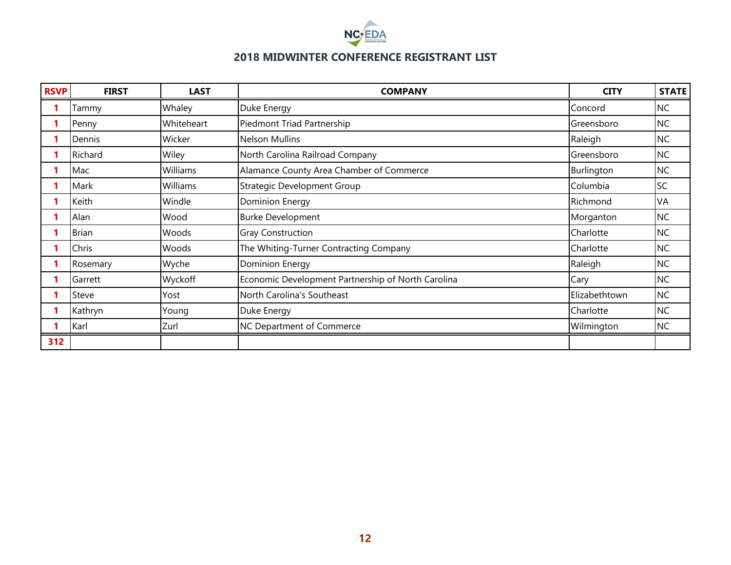NC·EDA

## 2018 MIDWINTER CONFERENCE REGISTRANT LIST

| RSVP | FIRST | LAST | COMPANY | CITY | STATE |
|---|---|---|---|---|---|
| 1 | Tammy | Whaley | Duke Energy | Concord | NC |
| 1 | Penny | Whiteheart | Piedmont Triad Partnership | Greensboro | NC |
| 1 | Dennis | Wicker | Nelson Mullins | Raleigh | NC |
| 1 | Richard | Wiley | North Carolina Railroad Company | Greensboro | NC |
| 1 | Mac | Williams | Alamance County Area Chamber of Commerce | Burlington | NC |
| 1 | Mark | Williams | Strategic Development Group | Columbia | SC |
| 1 | Keith | Windle | Dominion Energy | Richmond | VA |
| 1 | Alan | Wood | Burke Development | Morganton | NC |
| 1 | Brian | Woods | Gray Construction | Charlotte | NC |
| 1 | Chris | Woods | The Whiting-Turner Contracting Company | Charlotte | NC |
| 1 | Rosemary | Wyche | Dominion Energy | Raleigh | NC |
| 1 | Garrett | Wyckoff | Economic Development Partnership of North Carolina | Cary | NC |
| 1 | Steve | Yost | North Carolina's Southeast | Elizabethtown | NC |
| 1 | Kathryn | Young | Duke Energy | Charlotte | NC |
| 1 | Karl | Zurl | NC Department of Commerce | Wilmington | NC |
| 312 | | | | | |